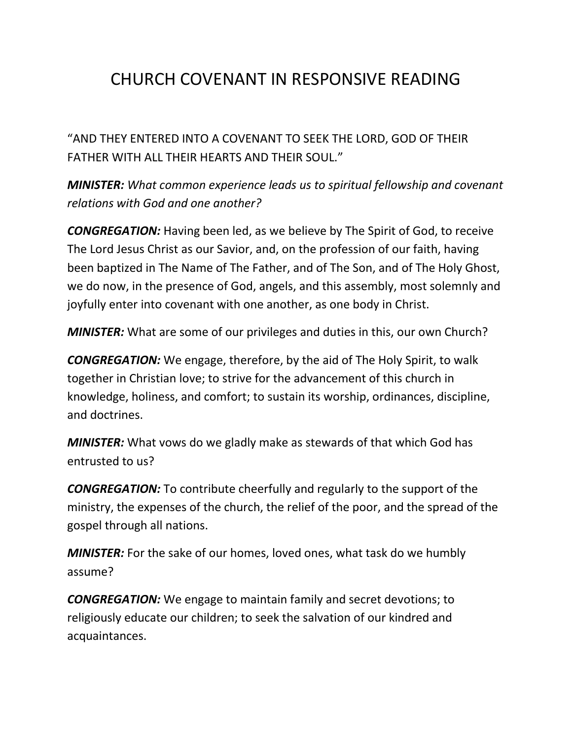# CHURCH COVENANT IN RESPONSIVE READING

“AND THEY ENTERED INTO A COVENANT TO SEEK THE LORD, GOD OF THEIR FATHER WITH ALL THEIR HEARTS AND THEIR SOUL.”

***MINISTER:*** *What common experience leads us to spiritual fellowship and covenant relations with God and one another?*

***CONGREGATION:*** Having been led, as we believe by The Spirit of God, to receive The Lord Jesus Christ as our Savior, and, on the profession of our faith, having been baptized in The Name of The Father, and of The Son, and of The Holy Ghost, we do now, in the presence of God, angels, and this assembly, most solemnly and joyfully enter into covenant with one another, as one body in Christ.

***MINISTER:*** What are some of our privileges and duties in this, our own Church?

***CONGREGATION:*** We engage, therefore, by the aid of The Holy Spirit, to walk together in Christian love; to strive for the advancement of this church in knowledge, holiness, and comfort; to sustain its worship, ordinances, discipline, and doctrines.

***MINISTER:*** What vows do we gladly make as stewards of that which God has entrusted to us?

***CONGREGATION:*** To contribute cheerfully and regularly to the support of the ministry, the expenses of the church, the relief of the poor, and the spread of the gospel through all nations.

***MINISTER:*** For the sake of our homes, loved ones, what task do we humbly assume?

***CONGREGATION:*** We engage to maintain family and secret devotions; to religiously educate our children; to seek the salvation of our kindred and acquaintances.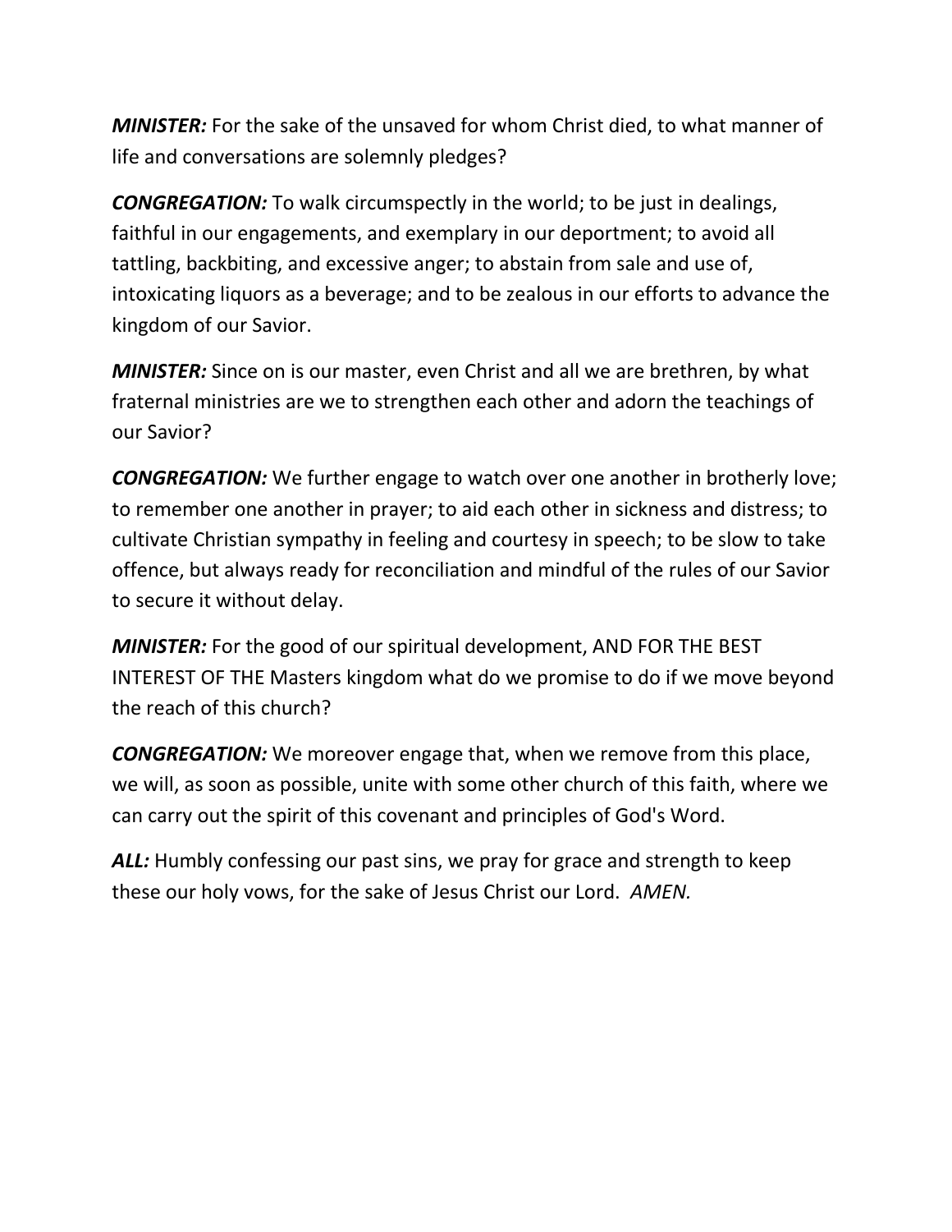***MINISTER:*** For the sake of the unsaved for whom Christ died, to what manner of life and conversations are solemnly pledges?

***CONGREGATION:*** To walk circumspectly in the world; to be just in dealings, faithful in our engagements, and exemplary in our deportment; to avoid all tattling, backbiting, and excessive anger; to abstain from sale and use of, intoxicating liquors as a beverage; and to be zealous in our efforts to advance the kingdom of our Savior.

***MINISTER:*** Since on is our master, even Christ and all we are brethren, by what fraternal ministries are we to strengthen each other and adorn the teachings of our Savior?

***CONGREGATION:*** We further engage to watch over one another in brotherly love; to remember one another in prayer; to aid each other in sickness and distress; to cultivate Christian sympathy in feeling and courtesy in speech; to be slow to take offence, but always ready for reconciliation and mindful of the rules of our Savior to secure it without delay.

***MINISTER:*** For the good of our spiritual development, AND FOR THE BEST INTEREST OF THE Masters kingdom what do we promise to do if we move beyond the reach of this church?

***CONGREGATION:*** We moreover engage that, when we remove from this place, we will, as soon as possible, unite with some other church of this faith, where we can carry out the spirit of this covenant and principles of God's Word.

***ALL:*** Humbly confessing our past sins, we pray for grace and strength to keep these our holy vows, for the sake of Jesus Christ our Lord. *AMEN.*